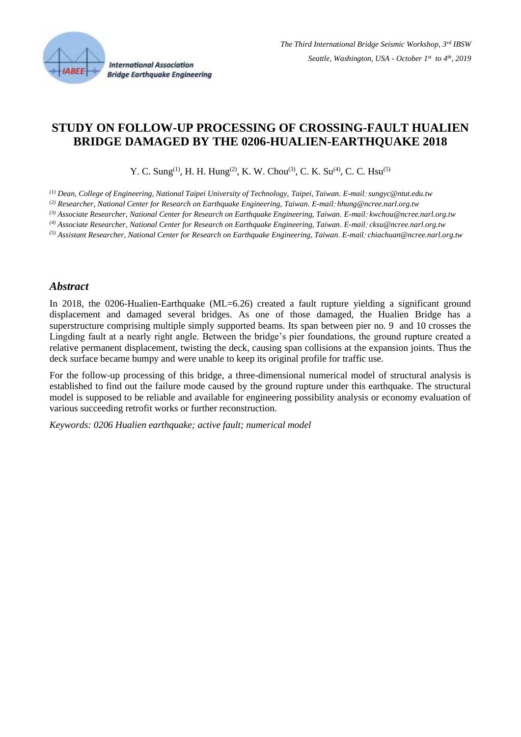# STUDY ON FOLLOW-UP PROCESSING OF CROSSING-FAULT HUALIEN BRIDGE DAMAGED BY THE 0206-HUALIEN-EARTHQUAKE 2018

Y. C. Sung[1], H. H. Hung[2], K. W. Chou[3], C. K. Su[4], C. C. Hsu[5]

*[1] Dean, College of Engineering, National Taipei University of Technology, Taipei, Taiwan. E-mail: sungyc@ntut.edu.tw*

*[2] Researcher, National Center for Research on Earthquake Engineering, Taiwan. E-mail: hhung@ncree.narl.org.tw*

*[3] Associate Researcher, National Center for Research on Earthquake Engineering, Taiwan. E-mail: kwchou@ncree.narl.org.tw*

*[4] Associate Researcher, National Center for Research on Earthquake Engineering, Taiwan. E-mail: cksu@ncree.narl.org.tw*

*[5] Assistant Researcher, National Center for Research on Earthquake Engineering, Taiwan. E-mail: chiachuan@ncree.narl.org.tw*

## *Abstract*

In 2018, the 0206-Hualien-Earthquake (ML=6.26) created a fault rupture yielding a significant ground displacement and damaged several bridges. As one of those damaged, the Hualien Bridge has a superstructure comprising multiple simply supported beams. Its span between pier no. 9 and 10 crosses the Lingding fault at a nearly right angle. Between the bridge's pier foundations, the ground rupture created a relative permanent displacement, twisting the deck, causing span collisions at the expansion joints. Thus the deck surface became bumpy and were unable to keep its original profile for traffic use.

For the follow-up processing of this bridge, a three-dimensional numerical model of structural analysis is established to find out the failure mode caused by the ground rupture under this earthquake. The structural model is supposed to be reliable and available for engineering possibility analysis or economy evaluation of various succeeding retrofit works or further reconstruction.

*Keywords: 0206 Hualien earthquake; active fault; numerical model*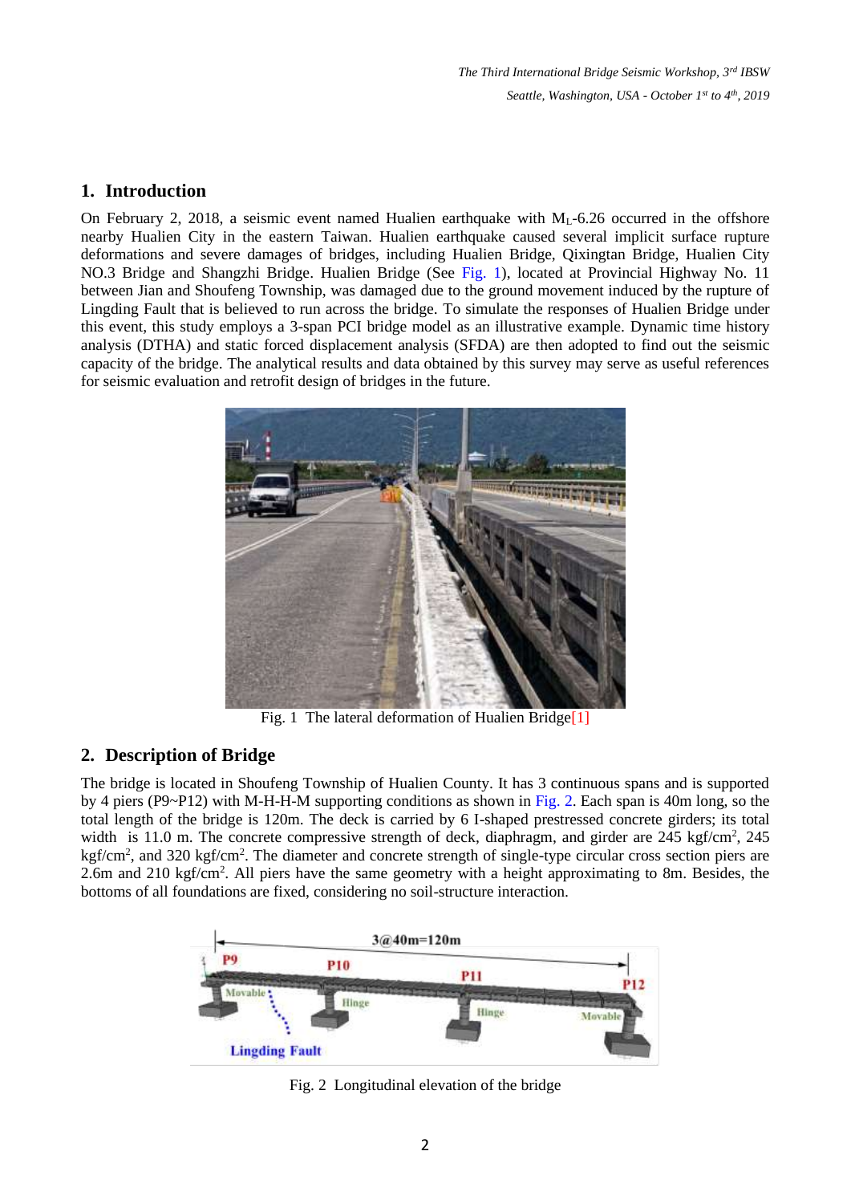## 1. Introduction

On February 2, 2018, a seismic event named Hualien earthquake with $M_L$-6.26 occurred in the offshore nearby Hualien City in the eastern Taiwan. Hualien earthquake caused several implicit surface rupture deformations and severe damages of bridges, including Hualien Bridge, Qixingtan Bridge, Hualien City NO.3 Bridge and Shangzhi Bridge. Hualien Bridge (See Fig. 1), located at Provincial Highway No. 11 between Jian and Shoufeng Township, was damaged due to the ground movement induced by the rupture of Lingding Fault that is believed to run across the bridge. To simulate the responses of Hualien Bridge under this event, this study employs a 3-span PCI bridge model as an illustrative example. Dynamic time history analysis (DTHA) and static forced displacement analysis (SFDA) are then adopted to find out the seismic capacity of the bridge. The analytical results and data obtained by this survey may serve as useful references for seismic evaluation and retrofit design of bridges in the future.

Fig. 1 The lateral deformation of Hualien Bridge[1]

## 2. Description of Bridge

The bridge is located in Shoufeng Township of Hualien County. It has 3 continuous spans and is supported by 4 piers (P9~P12) with M-H-H-M supporting conditions as shown in Fig. 2. Each span is 40m long, so the total length of the bridge is 120m. The deck is carried by 6 I-shaped prestressed concrete girders; its total width is 11.0 m. The concrete compressive strength of deck, diaphragm, and girder are 245 kgf/cm$^2$, 245 kgf/cm$^2$, and 320 kgf/cm$^2$. The diameter and concrete strength of single-type circular cross section piers are 2.6m and 210 kgf/cm$^2$. All piers have the same geometry with a height approximating to 8m. Besides, the bottoms of all foundations are fixed, considering no soil-structure interaction.

Fig. 2 Longitudinal elevation of the bridge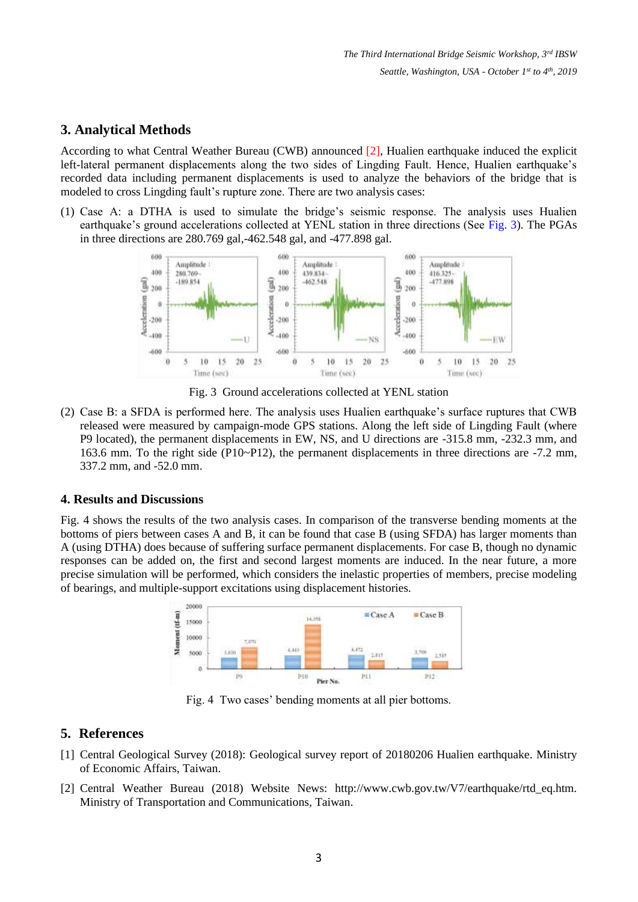## 3. Analytical Methods

According to what Central Weather Bureau (CWB) announced [2], Hualien earthquake induced the explicit left-lateral permanent displacements along the two sides of Lingding Fault. Hence, Hualien earthquake's recorded data including permanent displacements is used to analyze the behaviors of the bridge that is modeled to cross Lingding fault's rupture zone. There are two analysis cases:

(1) Case A: a DTHA is used to simulate the bridge's seismic response. The analysis uses Hualien earthquake's ground accelerations collected at YENL station in three directions (See Fig. 3). The PGAs in three directions are 280.769 gal,-462.548 gal, and -477.898 gal.

Amplitude : 280.769~ -189.854

Amplitude : 439.834~ -462.548

Amplitude : 416.325~ -477.898

Acceleration (gal)

U

NS

EW

Time (sec)

Fig. 3 Ground accelerations collected at YENL station

(2) Case B: a SFDA is performed here. The analysis uses Hualien earthquake's surface ruptures that CWB released were measured by campaign-mode GPS stations. Along the left side of Lingding Fault (where P9 located), the permanent displacements in EW, NS, and U directions are -315.8 mm, -232.3 mm, and 163.6 mm. To the right side (P10~P12), the permanent displacements in three directions are -7.2 mm, 337.2 mm, and -52.0 mm.

## 4. Results and Discussions

Fig. 4 shows the results of the two analysis cases. In comparison of the transverse bending moments at the bottoms of piers between cases A and B, it can be found that case B (using SFDA) has larger moments than A (using DTHA) does because of suffering surface permanent displacements. For case B, though no dynamic responses can be added on, the first and second largest moments are induced. In the near future, a more precise simulation will be performed, which considers the inelastic properties of members, precise modeling of bearings, and multiple-support excitations using displacement histories.

Moment (tf-m)

Case A

Case B

3,630

7,070

4,443

14,358

4,472

2,815

3,709

2,535

P9

P10

P11

P12

Pier No.

Fig. 4 Two cases' bending moments at all pier bottoms.

## 5. References

[1] Central Geological Survey (2018): Geological survey report of 20180206 Hualien earthquake. Ministry of Economic Affairs, Taiwan.

[2] Central Weather Bureau (2018) Website News: http://www.cwb.gov.tw/V7/earthquake/rtd_eq.htm. Ministry of Transportation and Communications, Taiwan.